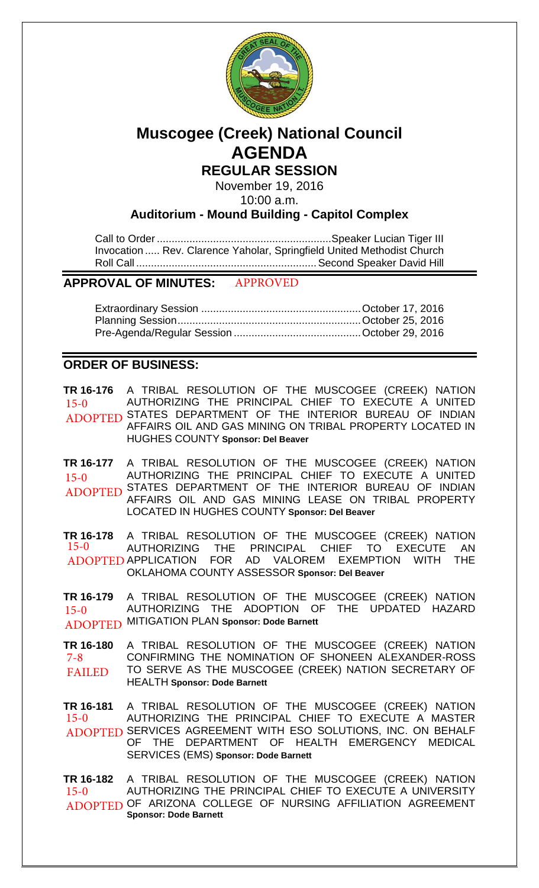# Muscogee (Creek) National Council
# AGENDA
## REGULAR SESSION

November 19, 2016
10:00 a.m.

**Auditorium - Mound Building - Capitol Complex**

Call to Order ............................................................Speaker Lucian Tiger III
Invocation ..... Rev. Clarence Yaholar, Springfield United Methodist Church
Roll Call .............................................................Second Speaker David Hill

## APPROVAL OF MINUTES: APPROVED

Extraordinary Session ......................................................October 17, 2016
Planning Session..............................................................October 25, 2016
Pre-Agenda/Regular Session ............................................October 29, 2016

## ORDER OF BUSINESS:

**TR 16-176** 15-0 ADOPTED — A TRIBAL RESOLUTION OF THE MUSCOGEE (CREEK) NATION AUTHORIZING THE PRINCIPAL CHIEF TO EXECUTE A UNITED STATES DEPARTMENT OF THE INTERIOR BUREAU OF INDIAN AFFAIRS OIL AND GAS MINING ON TRIBAL PROPERTY LOCATED IN HUGHES COUNTY **Sponsor: Del Beaver**

**TR 16-177** 15-0 ADOPTED — A TRIBAL RESOLUTION OF THE MUSCOGEE (CREEK) NATION AUTHORIZING THE PRINCIPAL CHIEF TO EXECUTE A UNITED STATES DEPARTMENT OF THE INTERIOR BUREAU OF INDIAN AFFAIRS OIL AND GAS MINING LEASE ON TRIBAL PROPERTY LOCATED IN HUGHES COUNTY **Sponsor: Del Beaver**

**TR 16-178** 15-0 ADOPTED — A TRIBAL RESOLUTION OF THE MUSCOGEE (CREEK) NATION AUTHORIZING THE PRINCIPAL CHIEF TO EXECUTE AN APPLICATION FOR AD VALOREM EXEMPTION WITH THE OKLAHOMA COUNTY ASSESSOR **Sponsor: Del Beaver**

**TR 16-179** 15-0 ADOPTED — A TRIBAL RESOLUTION OF THE MUSCOGEE (CREEK) NATION AUTHORIZING THE ADOPTION OF THE UPDATED HAZARD MITIGATION PLAN **Sponsor: Dode Barnett**

**TR 16-180** 7-8 FAILED — A TRIBAL RESOLUTION OF THE MUSCOGEE (CREEK) NATION CONFIRMING THE NOMINATION OF SHONEEN ALEXANDER-ROSS TO SERVE AS THE MUSCOGEE (CREEK) NATION SECRETARY OF HEALTH **Sponsor: Dode Barnett**

**TR 16-181** 15-0 ADOPTED — A TRIBAL RESOLUTION OF THE MUSCOGEE (CREEK) NATION AUTHORIZING THE PRINCIPAL CHIEF TO EXECUTE A MASTER SERVICES AGREEMENT WITH ESO SOLUTIONS, INC. ON BEHALF OF THE DEPARTMENT OF HEALTH EMERGENCY MEDICAL SERVICES (EMS) **Sponsor: Dode Barnett**

**TR 16-182** 15-0 ADOPTED — A TRIBAL RESOLUTION OF THE MUSCOGEE (CREEK) NATION AUTHORIZING THE PRINCIPAL CHIEF TO EXECUTE A UNIVERSITY OF ARIZONA COLLEGE OF NURSING AFFILIATION AGREEMENT **Sponsor: Dode Barnett**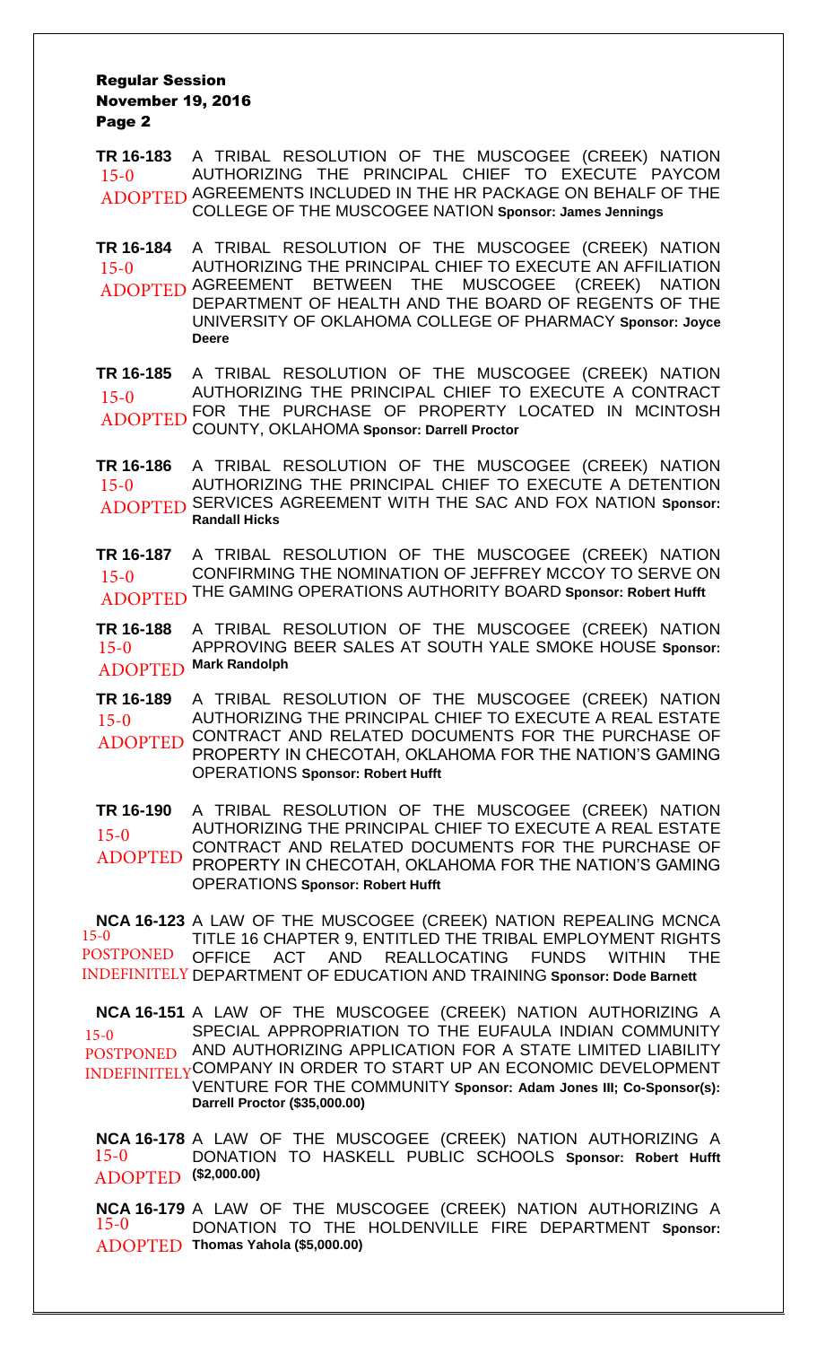**TR 16-183** A TRIBAL RESOLUTION OF THE MUSCOGEE (CREEK) NATION AUTHORIZING THE PRINCIPAL CHIEF TO EXECUTE PAYCOM AGREEMENTS INCLUDED IN THE HR PACKAGE ON BEHALF OF THE COLLEGE OF THE MUSCOGEE NATION **Sponsor: James Jennings**
15-0 ADOPTED

**TR 16-184** A TRIBAL RESOLUTION OF THE MUSCOGEE (CREEK) NATION AUTHORIZING THE PRINCIPAL CHIEF TO EXECUTE AN AFFILIATION AGREEMENT BETWEEN THE MUSCOGEE (CREEK) NATION DEPARTMENT OF HEALTH AND THE BOARD OF REGENTS OF THE UNIVERSITY OF OKLAHOMA COLLEGE OF PHARMACY **Sponsor: Joyce Deere**
15-0 ADOPTED

**TR 16-185** A TRIBAL RESOLUTION OF THE MUSCOGEE (CREEK) NATION AUTHORIZING THE PRINCIPAL CHIEF TO EXECUTE A CONTRACT FOR THE PURCHASE OF PROPERTY LOCATED IN MCINTOSH COUNTY, OKLAHOMA **Sponsor: Darrell Proctor**
15-0 ADOPTED

**TR 16-186** A TRIBAL RESOLUTION OF THE MUSCOGEE (CREEK) NATION AUTHORIZING THE PRINCIPAL CHIEF TO EXECUTE A DETENTION SERVICES AGREEMENT WITH THE SAC AND FOX NATION **Sponsor: Randall Hicks**
15-0 ADOPTED

**TR 16-187** A TRIBAL RESOLUTION OF THE MUSCOGEE (CREEK) NATION CONFIRMING THE NOMINATION OF JEFFREY MCCOY TO SERVE ON THE GAMING OPERATIONS AUTHORITY BOARD **Sponsor: Robert Hufft**
15-0 ADOPTED

**TR 16-188** A TRIBAL RESOLUTION OF THE MUSCOGEE (CREEK) NATION APPROVING BEER SALES AT SOUTH YALE SMOKE HOUSE **Sponsor: Mark Randolph**
15-0 ADOPTED

**TR 16-189** A TRIBAL RESOLUTION OF THE MUSCOGEE (CREEK) NATION AUTHORIZING THE PRINCIPAL CHIEF TO EXECUTE A REAL ESTATE CONTRACT AND RELATED DOCUMENTS FOR THE PURCHASE OF PROPERTY IN CHECOTAH, OKLAHOMA FOR THE NATION'S GAMING OPERATIONS **Sponsor: Robert Hufft**
15-0 ADOPTED

**TR 16-190** A TRIBAL RESOLUTION OF THE MUSCOGEE (CREEK) NATION AUTHORIZING THE PRINCIPAL CHIEF TO EXECUTE A REAL ESTATE CONTRACT AND RELATED DOCUMENTS FOR THE PURCHASE OF PROPERTY IN CHECOTAH, OKLAHOMA FOR THE NATION'S GAMING OPERATIONS **Sponsor: Robert Hufft**
15-0 ADOPTED

**NCA 16-123** A LAW OF THE MUSCOGEE (CREEK) NATION REPEALING MCNCA TITLE 16 CHAPTER 9, ENTITLED THE TRIBAL EMPLOYMENT RIGHTS OFFICE ACT AND REALLOCATING FUNDS WITHIN THE DEPARTMENT OF EDUCATION AND TRAINING **Sponsor: Dode Barnett**
15-0 POSTPONED INDEFINITELY

**NCA 16-151** A LAW OF THE MUSCOGEE (CREEK) NATION AUTHORIZING A SPECIAL APPROPRIATION TO THE EUFAULA INDIAN COMMUNITY AND AUTHORIZING APPLICATION FOR A STATE LIMITED LIABILITY COMPANY IN ORDER TO START UP AN ECONOMIC DEVELOPMENT VENTURE FOR THE COMMUNITY **Sponsor: Adam Jones III; Co-Sponsor(s): Darrell Proctor ($35,000.00)**
15-0 POSTPONED INDEFINITELY

**NCA 16-178** A LAW OF THE MUSCOGEE (CREEK) NATION AUTHORIZING A DONATION TO HASKELL PUBLIC SCHOOLS **Sponsor: Robert Hufft ($2,000.00)**
15-0 ADOPTED

**NCA 16-179** A LAW OF THE MUSCOGEE (CREEK) NATION AUTHORIZING A DONATION TO THE HOLDENVILLE FIRE DEPARTMENT **Sponsor: Thomas Yahola ($5,000.00)**
15-0 ADOPTED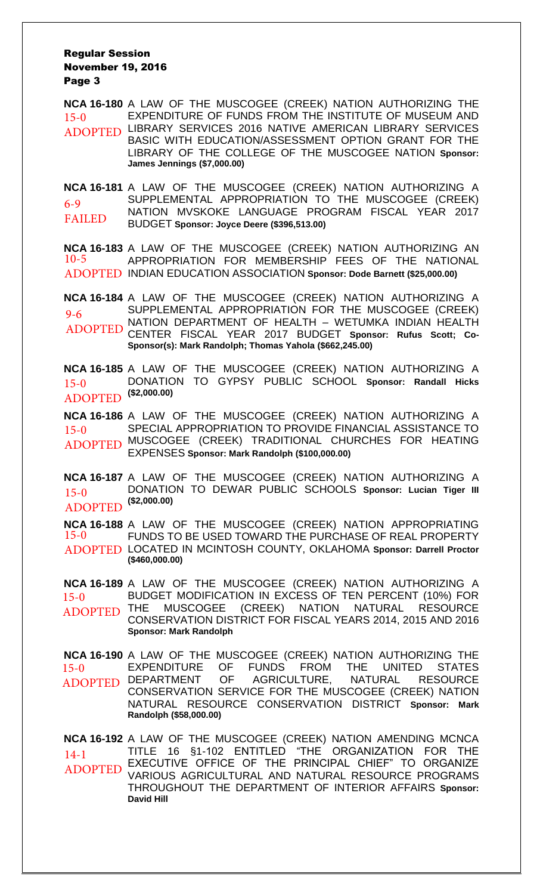**NCA 16-180** A LAW OF THE MUSCOGEE (CREEK) NATION AUTHORIZING THE EXPENDITURE OF FUNDS FROM THE INSTITUTE OF MUSEUM AND LIBRARY SERVICES 2016 NATIVE AMERICAN LIBRARY SERVICES BASIC WITH EDUCATION/ASSESSMENT OPTION GRANT FOR THE LIBRARY OF THE COLLEGE OF THE MUSCOGEE NATION **Sponsor: James Jennings ($7,000.00)**
15-0
ADOPTED

**NCA 16-181** A LAW OF THE MUSCOGEE (CREEK) NATION AUTHORIZING A SUPPLEMENTAL APPROPRIATION TO THE MUSCOGEE (CREEK) NATION MVSKOKE LANGUAGE PROGRAM FISCAL YEAR 2017 BUDGET **Sponsor: Joyce Deere ($396,513.00)**
6-9
FAILED

**NCA 16-183** A LAW OF THE MUSCOGEE (CREEK) NATION AUTHORIZING AN APPROPRIATION FOR MEMBERSHIP FEES OF THE NATIONAL INDIAN EDUCATION ASSOCIATION **Sponsor: Dode Barnett ($25,000.00)**
10-5
ADOPTED

**NCA 16-184** A LAW OF THE MUSCOGEE (CREEK) NATION AUTHORIZING A SUPPLEMENTAL APPROPRIATION FOR THE MUSCOGEE (CREEK) NATION DEPARTMENT OF HEALTH – WETUMKA INDIAN HEALTH CENTER FISCAL YEAR 2017 BUDGET **Sponsor: Rufus Scott; Co-Sponsor(s): Mark Randolph; Thomas Yahola ($662,245.00)**
9-6
ADOPTED

**NCA 16-185** A LAW OF THE MUSCOGEE (CREEK) NATION AUTHORIZING A DONATION TO GYPSY PUBLIC SCHOOL **Sponsor: Randall Hicks ($2,000.00)**
15-0
ADOPTED

**NCA 16-186** A LAW OF THE MUSCOGEE (CREEK) NATION AUTHORIZING A SPECIAL APPROPRIATION TO PROVIDE FINANCIAL ASSISTANCE TO MUSCOGEE (CREEK) TRADITIONAL CHURCHES FOR HEATING EXPENSES **Sponsor: Mark Randolph ($100,000.00)**
15-0
ADOPTED

**NCA 16-187** A LAW OF THE MUSCOGEE (CREEK) NATION AUTHORIZING A DONATION TO DEWAR PUBLIC SCHOOLS **Sponsor: Lucian Tiger III ($2,000.00)**
15-0
ADOPTED

**NCA 16-188** A LAW OF THE MUSCOGEE (CREEK) NATION APPROPRIATING FUNDS TO BE USED TOWARD THE PURCHASE OF REAL PROPERTY LOCATED IN MCINTOSH COUNTY, OKLAHOMA **Sponsor: Darrell Proctor ($460,000.00)**
15-0
ADOPTED

**NCA 16-189** A LAW OF THE MUSCOGEE (CREEK) NATION AUTHORIZING A BUDGET MODIFICATION IN EXCESS OF TEN PERCENT (10%) FOR THE MUSCOGEE (CREEK) NATION NATURAL RESOURCE CONSERVATION DISTRICT FOR FISCAL YEARS 2014, 2015 AND 2016 **Sponsor: Mark Randolph**
15-0
ADOPTED

**NCA 16-190** A LAW OF THE MUSCOGEE (CREEK) NATION AUTHORIZING THE EXPENDITURE OF FUNDS FROM THE UNITED STATES DEPARTMENT OF AGRICULTURE, NATURAL RESOURCE CONSERVATION SERVICE FOR THE MUSCOGEE (CREEK) NATION NATURAL RESOURCE CONSERVATION DISTRICT **Sponsor: Mark Randolph ($58,000.00)**
15-0
ADOPTED

**NCA 16-192** A LAW OF THE MUSCOGEE (CREEK) NATION AMENDING MCNCA TITLE 16 §1-102 ENTITLED "THE ORGANIZATION FOR THE EXECUTIVE OFFICE OF THE PRINCIPAL CHIEF" TO ORGANIZE VARIOUS AGRICULTURAL AND NATURAL RESOURCE PROGRAMS THROUGHOUT THE DEPARTMENT OF INTERIOR AFFAIRS **Sponsor: David Hill**
14-1
ADOPTED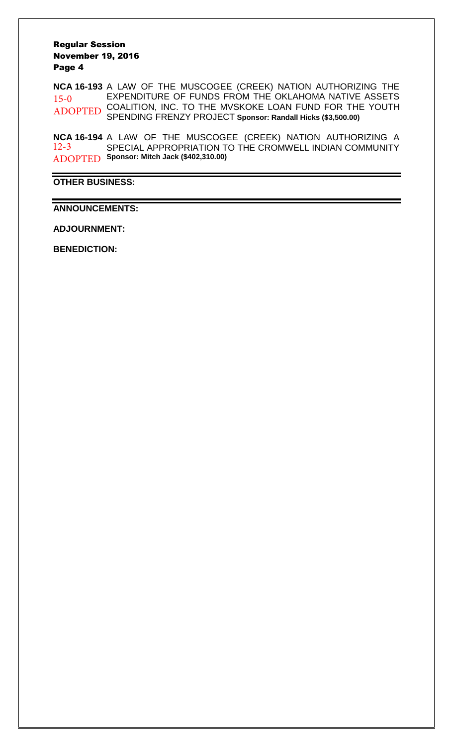**NCA 16-193** A LAW OF THE MUSCOGEE (CREEK) NATION AUTHORIZING THE EXPENDITURE OF FUNDS FROM THE OKLAHOMA NATIVE ASSETS COALITION, INC. TO THE MVSKOKE LOAN FUND FOR THE YOUTH SPENDING FRENZY PROJECT **Sponsor: Randall Hicks ($3,500.00)**

15-0
ADOPTED

**NCA 16-194** A LAW OF THE MUSCOGEE (CREEK) NATION AUTHORIZING A SPECIAL APPROPRIATION TO THE CROMWELL INDIAN COMMUNITY **Sponsor: Mitch Jack ($402,310.00)**

12-3
ADOPTED

---

**OTHER BUSINESS:**

---

**ANNOUNCEMENTS:**

**ADJOURNMENT:**

**BENEDICTION:**